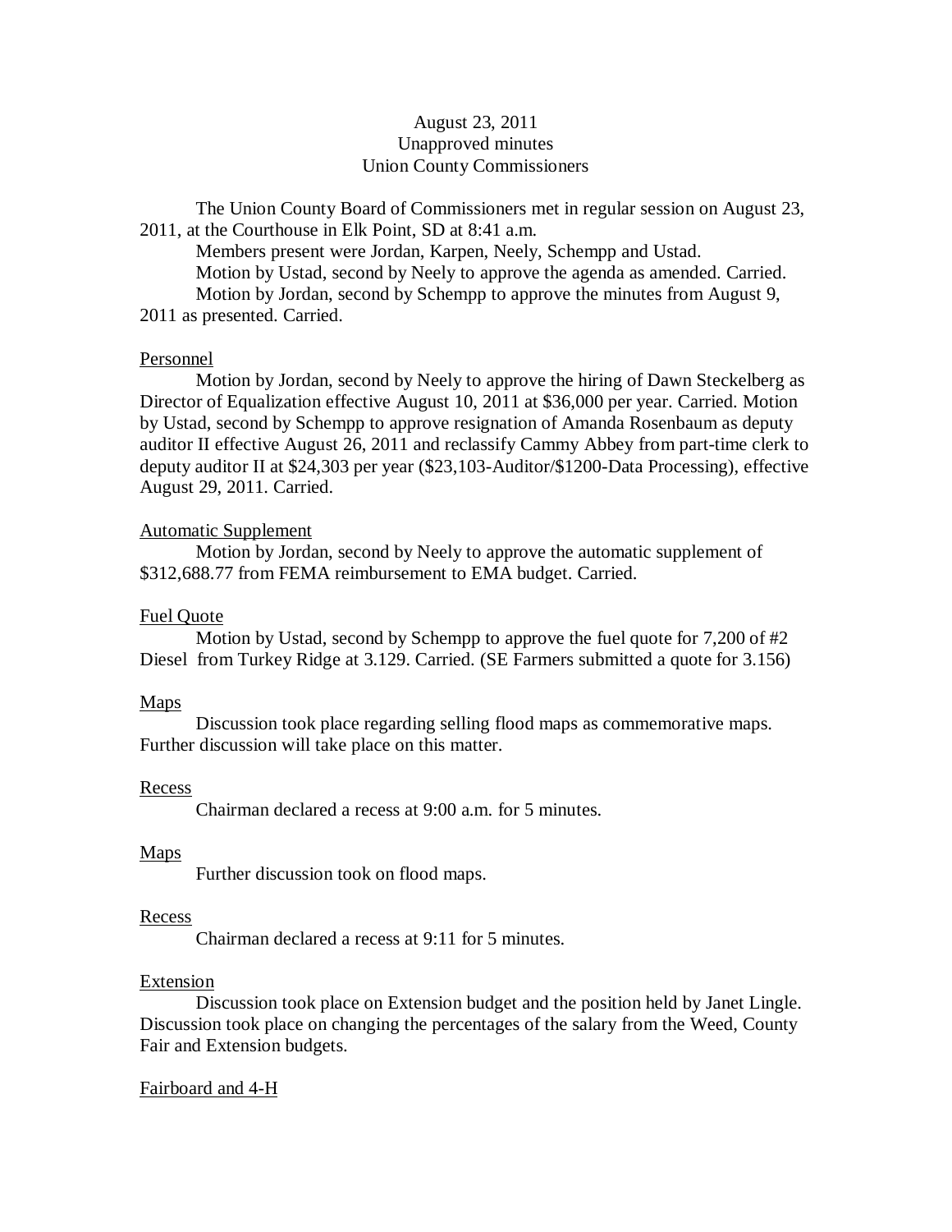August 23, 2011
Unapproved minutes
Union County Commissioners

The Union County Board of Commissioners met in regular session on August 23, 2011, at the Courthouse in Elk Point, SD at 8:41 a.m.

Members present were Jordan, Karpen, Neely, Schempp and Ustad.

Motion by Ustad, second by Neely to approve the agenda as amended. Carried.

Motion by Jordan, second by Schempp to approve the minutes from August 9, 2011 as presented. Carried.

<u>Personnel</u>

Motion by Jordan, second by Neely to approve the hiring of Dawn Steckelberg as Director of Equalization effective August 10, 2011 at $36,000 per year. Carried. Motion by Ustad, second by Schempp to approve resignation of Amanda Rosenbaum as deputy auditor II effective August 26, 2011 and reclassify Cammy Abbey from part-time clerk to deputy auditor II at $24,303 per year ($23,103-Auditor/$1200-Data Processing), effective August 29, 2011. Carried.

<u>Automatic Supplement</u>

Motion by Jordan, second by Neely to approve the automatic supplement of $312,688.77 from FEMA reimbursement to EMA budget. Carried.

<u>Fuel Quote</u>

Motion by Ustad, second by Schempp to approve the fuel quote for 7,200 of #2 Diesel from Turkey Ridge at 3.129. Carried. (SE Farmers submitted a quote for 3.156)

<u>Maps</u>

Discussion took place regarding selling flood maps as commemorative maps. Further discussion will take place on this matter.

<u>Recess</u>

Chairman declared a recess at 9:00 a.m. for 5 minutes.

<u>Maps</u>

Further discussion took on flood maps.

<u>Recess</u>

Chairman declared a recess at 9:11 for 5 minutes.

<u>Extension</u>

Discussion took place on Extension budget and the position held by Janet Lingle. Discussion took place on changing the percentages of the salary from the Weed, County Fair and Extension budgets.

<u>Fairboard and 4-H</u>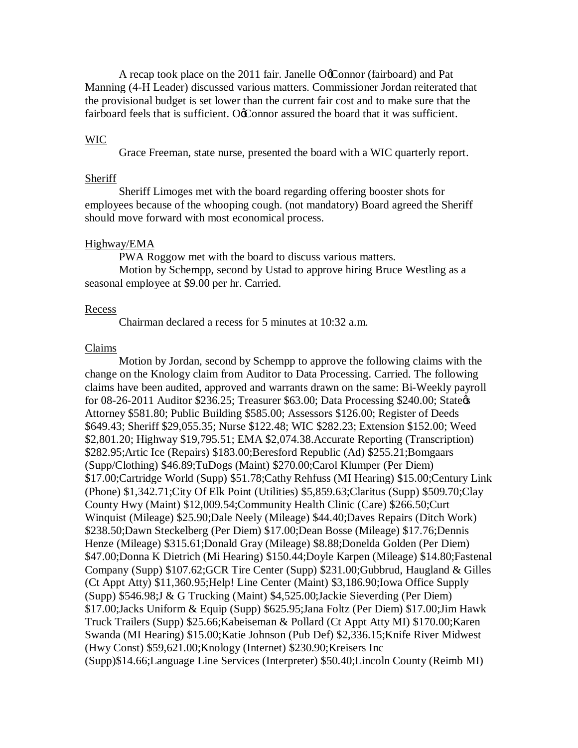A recap took place on the 2011 fair. Janelle O'Connor (fairboard) and Pat Manning (4-H Leader) discussed various matters. Commissioner Jordan reiterated that the provisional budget is set lower than the current fair cost and to make sure that the fairboard feels that is sufficient. O'Connor assured the board that it was sufficient.

<u>WIC</u>

Grace Freeman, state nurse, presented the board with a WIC quarterly report.

<u>Sheriff</u>

Sheriff Limoges met with the board regarding offering booster shots for employees because of the whooping cough. (not mandatory) Board agreed the Sheriff should move forward with most economical process.

<u>Highway/EMA</u>

PWA Roggow met with the board to discuss various matters.

Motion by Schempp, second by Ustad to approve hiring Bruce Westling as a seasonal employee at $9.00 per hr. Carried.

<u>Recess</u>

Chairman declared a recess for 5 minutes at 10:32 a.m.

<u>Claims</u>

Motion by Jordan, second by Schempp to approve the following claims with the change on the Knology claim from Auditor to Data Processing. Carried. The following claims have been audited, approved and warrants drawn on the same: Bi-Weekly payroll for 08-26-2011 Auditor $236.25; Treasurer $63.00; Data Processing $240.00; State's Attorney $581.80; Public Building $585.00; Assessors $126.00; Register of Deeds $649.43; Sheriff $29,055.35; Nurse $122.48; WIC $282.23; Extension $152.00; Weed $2,801.20; Highway $19,795.51; EMA $2,074.38.Accurate Reporting (Transcription) $282.95;Artic Ice (Repairs) $183.00;Beresford Republic (Ad) $255.21;Bomgaars (Supp/Clothing) $46.89;TuDogs (Maint) $270.00;Carol Klumper (Per Diem) $17.00;Cartridge World (Supp) $51.78;Cathy Rehfuss (MI Hearing) $15.00;Century Link (Phone) $1,342.71;City Of Elk Point (Utilities) $5,859.63;Claritus (Supp) $509.70;Clay County Hwy (Maint) $12,009.54;Community Health Clinic (Care) $266.50;Curt Winquist (Mileage) $25.90;Dale Neely (Mileage) $44.40;Daves Repairs (Ditch Work) $238.50;Dawn Steckelberg (Per Diem) $17.00;Dean Bosse (Mileage) $17.76;Dennis Henze (Mileage) $315.61;Donald Gray (Mileage) $8.88;Donelda Golden (Per Diem) $47.00;Donna K Dietrich (Mi Hearing) $150.44;Doyle Karpen (Mileage) $14.80;Fastenal Company (Supp) $107.62;GCR Tire Center (Supp) $231.00;Gubbrud, Haugland & Gilles (Ct Appt Atty) $11,360.95;Help! Line Center (Maint) $3,186.90;Iowa Office Supply (Supp) $546.98;J & G Trucking (Maint) $4,525.00;Jackie Sieverding (Per Diem) $17.00;Jacks Uniform & Equip (Supp) $625.95;Jana Foltz (Per Diem) $17.00;Jim Hawk Truck Trailers (Supp) $25.66;Kabeiseman & Pollard (Ct Appt Atty MI) $170.00;Karen Swanda (MI Hearing) $15.00;Katie Johnson (Pub Def) $2,336.15;Knife River Midwest (Hwy Const) $59,621.00;Knology (Internet) $230.90;Kreisers Inc (Supp)$14.66;Language Line Services (Interpreter) $50.40;Lincoln County (Reimb MI)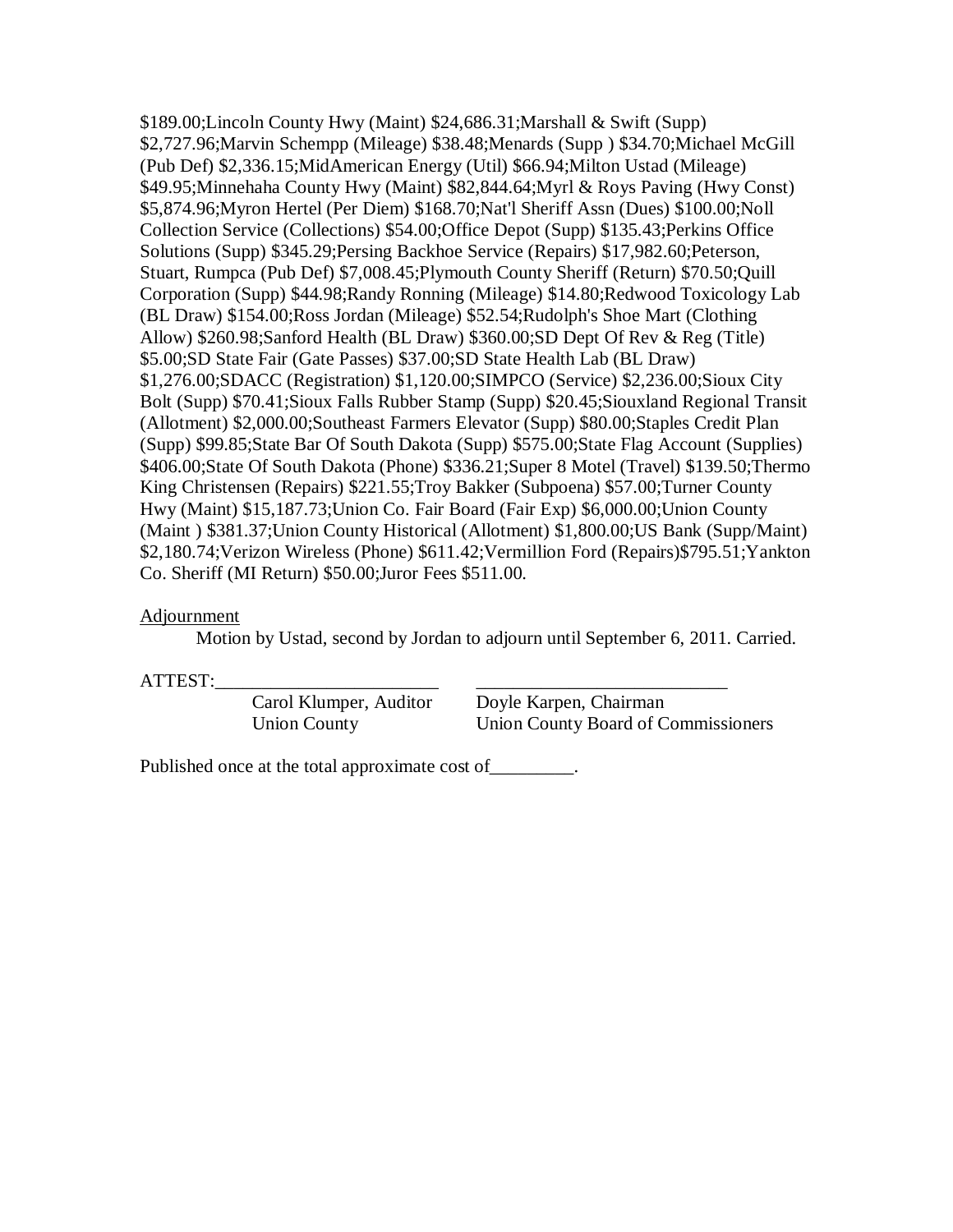$189.00;Lincoln County Hwy (Maint) $24,686.31;Marshall & Swift (Supp) $2,727.96;Marvin Schempp (Mileage) $38.48;Menards (Supp ) $34.70;Michael McGill (Pub Def) $2,336.15;MidAmerican Energy (Util) $66.94;Milton Ustad (Mileage) $49.95;Minnehaha County Hwy (Maint) $82,844.64;Myrl & Roys Paving (Hwy Const) $5,874.96;Myron Hertel (Per Diem) $168.70;Nat'l Sheriff Assn (Dues) $100.00;Noll Collection Service (Collections) $54.00;Office Depot (Supp) $135.43;Perkins Office Solutions (Supp) $345.29;Persing Backhoe Service (Repairs) $17,982.60;Peterson, Stuart, Rumpca (Pub Def) $7,008.45;Plymouth County Sheriff (Return) $70.50;Quill Corporation (Supp) $44.98;Randy Ronning (Mileage) $14.80;Redwood Toxicology Lab (BL Draw) $154.00;Ross Jordan (Mileage) $52.54;Rudolph's Shoe Mart (Clothing Allow) $260.98;Sanford Health (BL Draw) $360.00;SD Dept Of Rev & Reg (Title) $5.00;SD State Fair (Gate Passes) $37.00;SD State Health Lab (BL Draw) $1,276.00;SDACC (Registration) $1,120.00;SIMPCO (Service) $2,236.00;Sioux City Bolt (Supp) $70.41;Sioux Falls Rubber Stamp (Supp) $20.45;Siouxland Regional Transit (Allotment) $2,000.00;Southeast Farmers Elevator (Supp) $80.00;Staples Credit Plan (Supp) $99.85;State Bar Of South Dakota (Supp) $575.00;State Flag Account (Supplies) $406.00;State Of South Dakota (Phone) $336.21;Super 8 Motel (Travel) $139.50;Thermo King Christensen (Repairs) $221.55;Troy Bakker (Subpoena) $57.00;Turner County Hwy (Maint) $15,187.73;Union Co. Fair Board (Fair Exp) $6,000.00;Union County (Maint ) $381.37;Union County Historical (Allotment) $1,800.00;US Bank (Supp/Maint) $2,180.74;Verizon Wireless (Phone) $611.42;Vermillion Ford (Repairs)$795.51;Yankton Co. Sheriff (MI Return) $50.00;Juror Fees $511.00.

Adjournment

Motion by Ustad, second by Jordan to adjourn until September 6, 2011. Carried.

ATTEST:________________________ ___________________________

Carol Klumper, Auditor — Doyle Karpen, Chairman
Union County — Union County Board of Commissioners

Published once at the total approximate cost of_________.